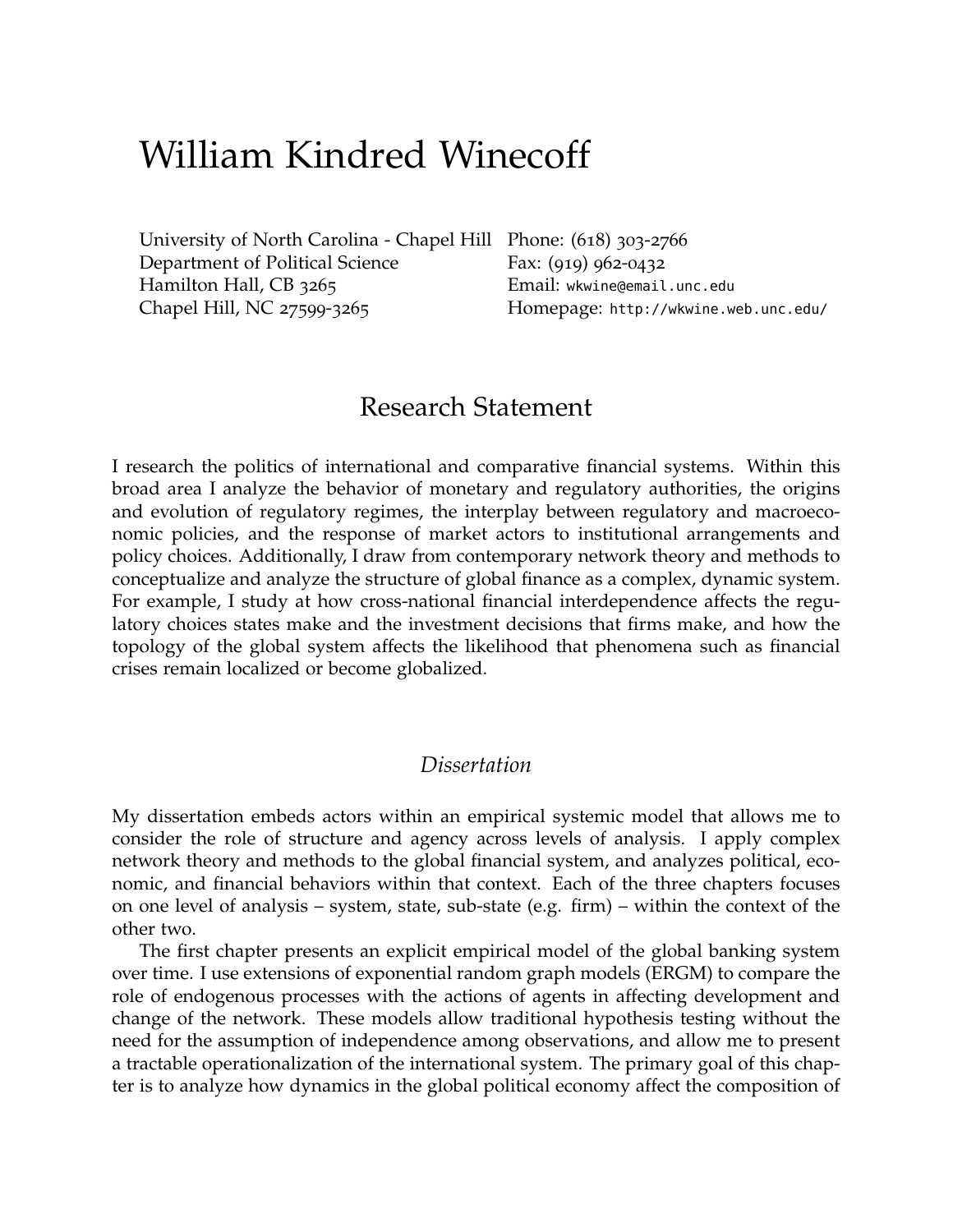# William Kindred Winecoff

University of North Carolina - Chapel Hill
Department of Political Science
Hamilton Hall, CB 3265
Chapel Hill, NC 27599-3265

Phone: (618) 303-2766
Fax: (919) 962-0432
Email: wkwine@email.unc.edu
Homepage: http://wkwine.web.unc.edu/

## Research Statement

I research the politics of international and comparative financial systems. Within this broad area I analyze the behavior of monetary and regulatory authorities, the origins and evolution of regulatory regimes, the interplay between regulatory and macroeconomic policies, and the response of market actors to institutional arrangements and policy choices. Additionally, I draw from contemporary network theory and methods to conceptualize and analyze the structure of global finance as a complex, dynamic system. For example, I study at how cross-national financial interdependence affects the regulatory choices states make and the investment decisions that firms make, and how the topology of the global system affects the likelihood that phenomena such as financial crises remain localized or become globalized.

### *Dissertation*

My dissertation embeds actors within an empirical systemic model that allows me to consider the role of structure and agency across levels of analysis. I apply complex network theory and methods to the global financial system, and analyzes political, economic, and financial behaviors within that context. Each of the three chapters focuses on one level of analysis – system, state, sub-state (e.g. firm) – within the context of the other two.

The first chapter presents an explicit empirical model of the global banking system over time. I use extensions of exponential random graph models (ERGM) to compare the role of endogenous processes with the actions of agents in affecting development and change of the network. These models allow traditional hypothesis testing without the need for the assumption of independence among observations, and allow me to present a tractable operationalization of the international system. The primary goal of this chapter is to analyze how dynamics in the global political economy affect the composition of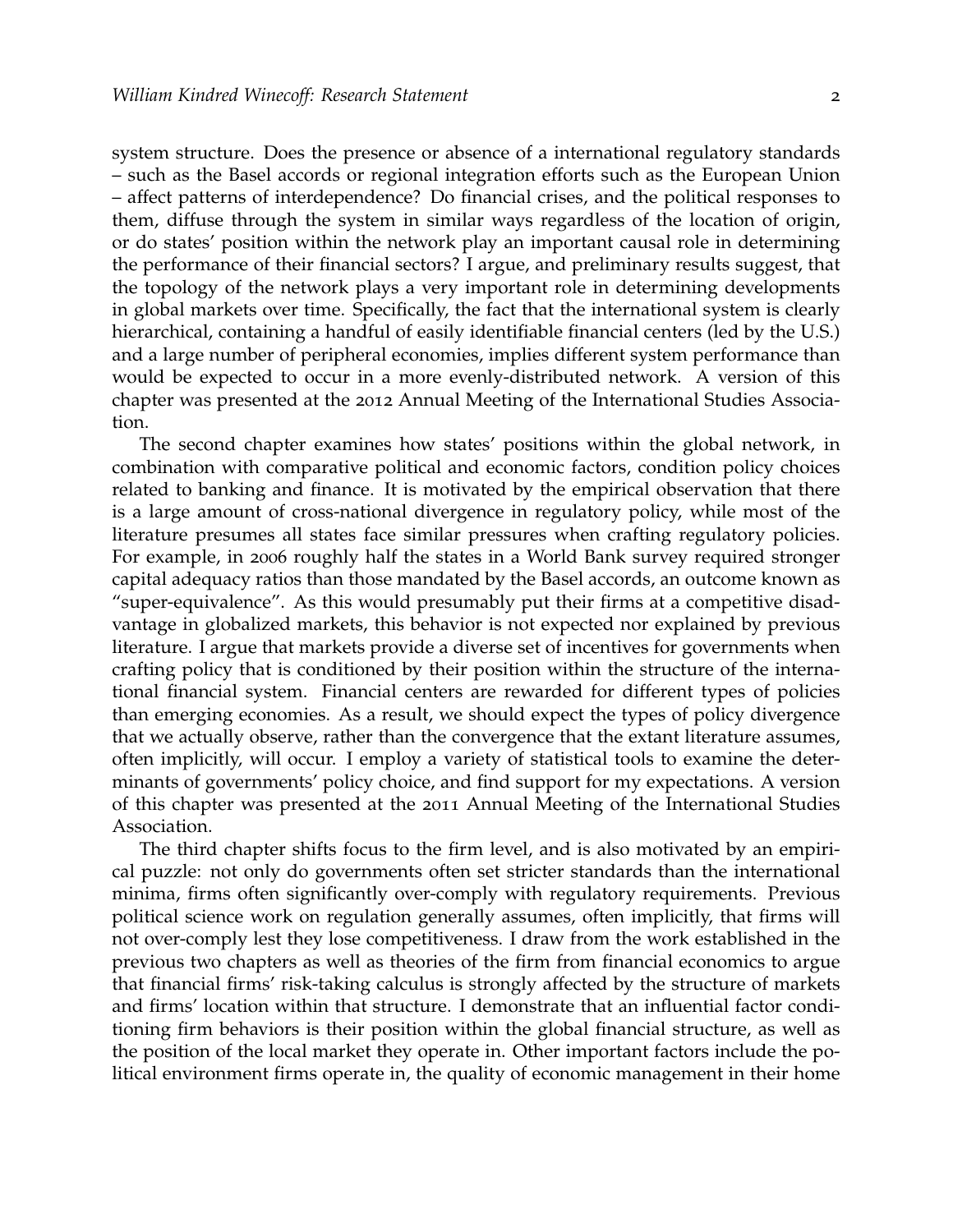system structure. Does the presence or absence of a international regulatory standards – such as the Basel accords or regional integration efforts such as the European Union – affect patterns of interdependence? Do financial crises, and the political responses to them, diffuse through the system in similar ways regardless of the location of origin, or do states' position within the network play an important causal role in determining the performance of their financial sectors? I argue, and preliminary results suggest, that the topology of the network plays a very important role in determining developments in global markets over time. Specifically, the fact that the international system is clearly hierarchical, containing a handful of easily identifiable financial centers (led by the U.S.) and a large number of peripheral economies, implies different system performance than would be expected to occur in a more evenly-distributed network. A version of this chapter was presented at the 2012 Annual Meeting of the International Studies Association.

The second chapter examines how states' positions within the global network, in combination with comparative political and economic factors, condition policy choices related to banking and finance. It is motivated by the empirical observation that there is a large amount of cross-national divergence in regulatory policy, while most of the literature presumes all states face similar pressures when crafting regulatory policies. For example, in 2006 roughly half the states in a World Bank survey required stronger capital adequacy ratios than those mandated by the Basel accords, an outcome known as "super-equivalence". As this would presumably put their firms at a competitive disadvantage in globalized markets, this behavior is not expected nor explained by previous literature. I argue that markets provide a diverse set of incentives for governments when crafting policy that is conditioned by their position within the structure of the international financial system. Financial centers are rewarded for different types of policies than emerging economies. As a result, we should expect the types of policy divergence that we actually observe, rather than the convergence that the extant literature assumes, often implicitly, will occur. I employ a variety of statistical tools to examine the determinants of governments' policy choice, and find support for my expectations. A version of this chapter was presented at the 2011 Annual Meeting of the International Studies Association.

The third chapter shifts focus to the firm level, and is also motivated by an empirical puzzle: not only do governments often set stricter standards than the international minima, firms often significantly over-comply with regulatory requirements. Previous political science work on regulation generally assumes, often implicitly, that firms will not over-comply lest they lose competitiveness. I draw from the work established in the previous two chapters as well as theories of the firm from financial economics to argue that financial firms' risk-taking calculus is strongly affected by the structure of markets and firms' location within that structure. I demonstrate that an influential factor conditioning firm behaviors is their position within the global financial structure, as well as the position of the local market they operate in. Other important factors include the political environment firms operate in, the quality of economic management in their home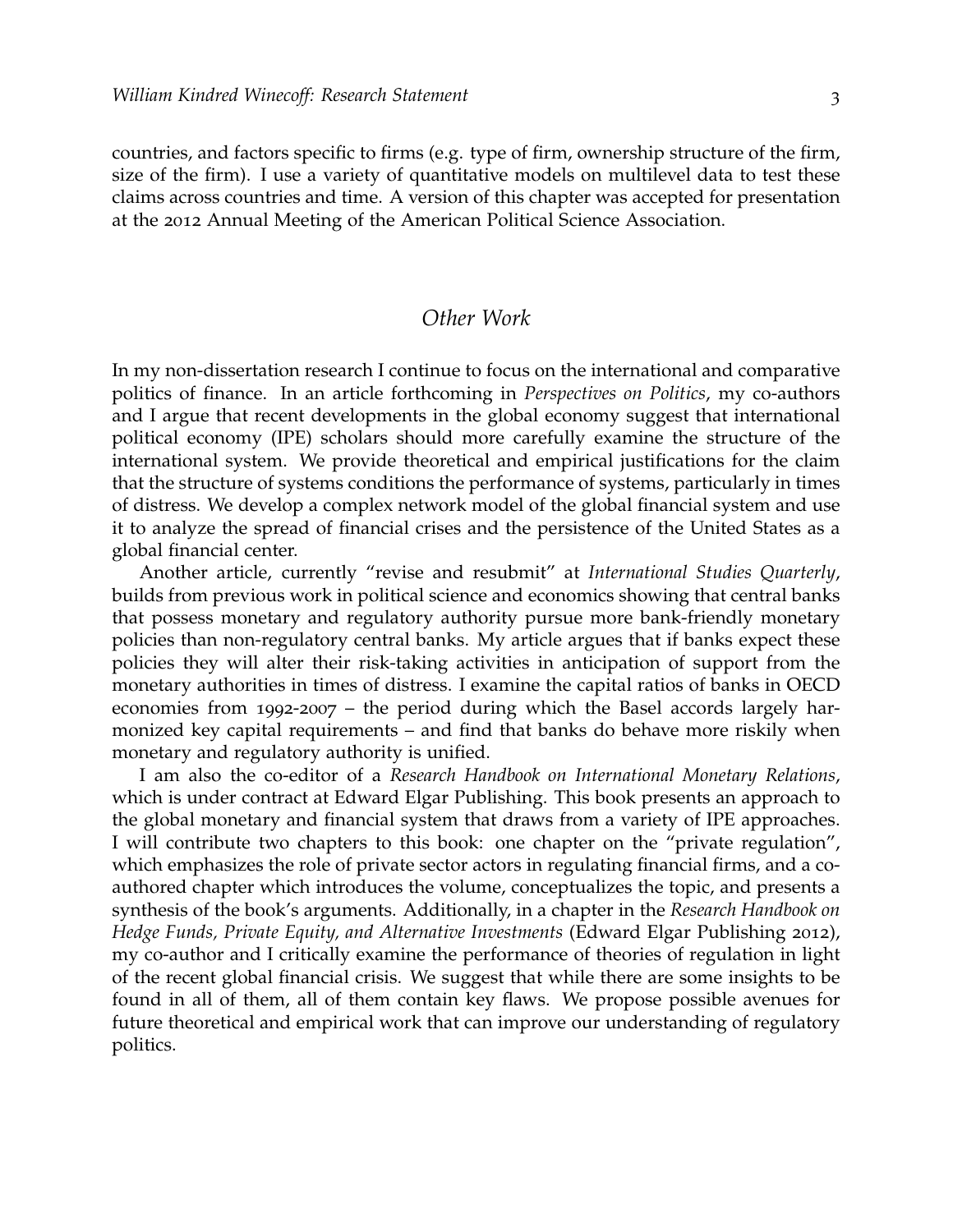countries, and factors specific to firms (e.g. type of firm, ownership structure of the firm, size of the firm). I use a variety of quantitative models on multilevel data to test these claims across countries and time. A version of this chapter was accepted for presentation at the 2012 Annual Meeting of the American Political Science Association.

## *Other Work*

In my non-dissertation research I continue to focus on the international and comparative politics of finance. In an article forthcoming in *Perspectives on Politics*, my co-authors and I argue that recent developments in the global economy suggest that international political economy (IPE) scholars should more carefully examine the structure of the international system. We provide theoretical and empirical justifications for the claim that the structure of systems conditions the performance of systems, particularly in times of distress. We develop a complex network model of the global financial system and use it to analyze the spread of financial crises and the persistence of the United States as a global financial center.

Another article, currently "revise and resubmit" at *International Studies Quarterly*, builds from previous work in political science and economics showing that central banks that possess monetary and regulatory authority pursue more bank-friendly monetary policies than non-regulatory central banks. My article argues that if banks expect these policies they will alter their risk-taking activities in anticipation of support from the monetary authorities in times of distress. I examine the capital ratios of banks in OECD economies from 1992-2007 – the period during which the Basel accords largely harmonized key capital requirements – and find that banks do behave more riskily when monetary and regulatory authority is unified.

I am also the co-editor of a *Research Handbook on International Monetary Relations*, which is under contract at Edward Elgar Publishing. This book presents an approach to the global monetary and financial system that draws from a variety of IPE approaches. I will contribute two chapters to this book: one chapter on the "private regulation", which emphasizes the role of private sector actors in regulating financial firms, and a co-authored chapter which introduces the volume, conceptualizes the topic, and presents a synthesis of the book's arguments. Additionally, in a chapter in the *Research Handbook on Hedge Funds, Private Equity, and Alternative Investments* (Edward Elgar Publishing 2012), my co-author and I critically examine the performance of theories of regulation in light of the recent global financial crisis. We suggest that while there are some insights to be found in all of them, all of them contain key flaws. We propose possible avenues for future theoretical and empirical work that can improve our understanding of regulatory politics.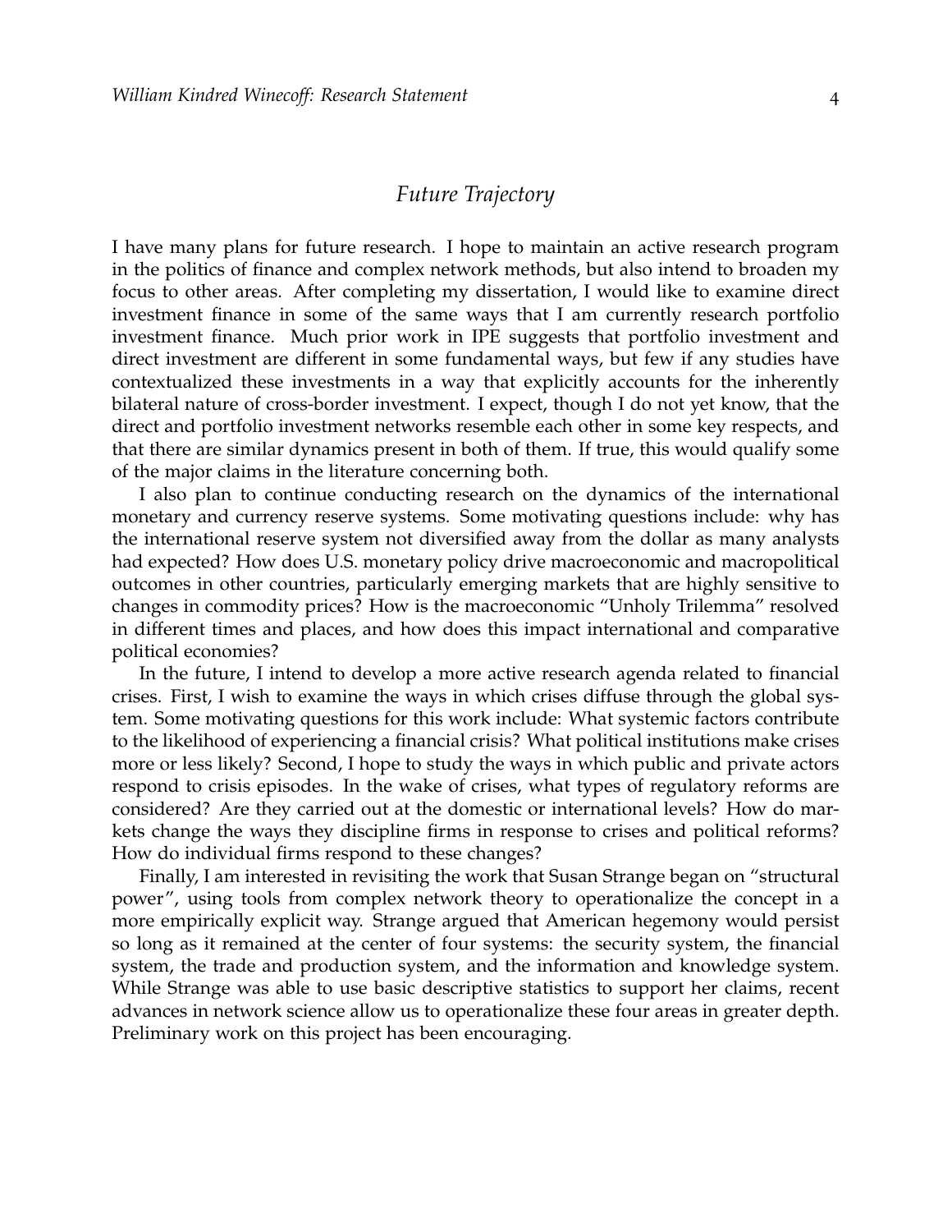## *Future Trajectory*

I have many plans for future research. I hope to maintain an active research program in the politics of finance and complex network methods, but also intend to broaden my focus to other areas. After completing my dissertation, I would like to examine direct investment finance in some of the same ways that I am currently research portfolio investment finance. Much prior work in IPE suggests that portfolio investment and direct investment are different in some fundamental ways, but few if any studies have contextualized these investments in a way that explicitly accounts for the inherently bilateral nature of cross-border investment. I expect, though I do not yet know, that the direct and portfolio investment networks resemble each other in some key respects, and that there are similar dynamics present in both of them. If true, this would qualify some of the major claims in the literature concerning both.

I also plan to continue conducting research on the dynamics of the international monetary and currency reserve systems. Some motivating questions include: why has the international reserve system not diversified away from the dollar as many analysts had expected? How does U.S. monetary policy drive macroeconomic and macropolitical outcomes in other countries, particularly emerging markets that are highly sensitive to changes in commodity prices? How is the macroeconomic "Unholy Trilemma" resolved in different times and places, and how does this impact international and comparative political economies?

In the future, I intend to develop a more active research agenda related to financial crises. First, I wish to examine the ways in which crises diffuse through the global system. Some motivating questions for this work include: What systemic factors contribute to the likelihood of experiencing a financial crisis? What political institutions make crises more or less likely? Second, I hope to study the ways in which public and private actors respond to crisis episodes. In the wake of crises, what types of regulatory reforms are considered? Are they carried out at the domestic or international levels? How do markets change the ways they discipline firms in response to crises and political reforms? How do individual firms respond to these changes?

Finally, I am interested in revisiting the work that Susan Strange began on "structural power", using tools from complex network theory to operationalize the concept in a more empirically explicit way. Strange argued that American hegemony would persist so long as it remained at the center of four systems: the security system, the financial system, the trade and production system, and the information and knowledge system. While Strange was able to use basic descriptive statistics to support her claims, recent advances in network science allow us to operationalize these four areas in greater depth. Preliminary work on this project has been encouraging.